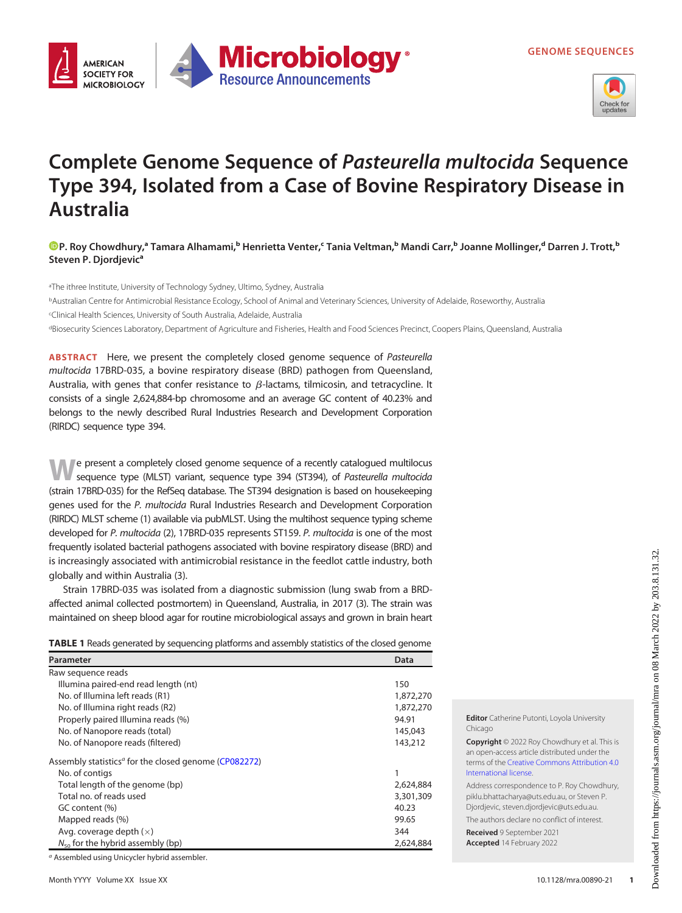GENOME SEQUENCES

# Complete Genome Sequence of *Pasteurella multocida* Sequence Type 394, Isolated from a Case of Bovine Respiratory Disease in Australia

P. Roy Chowdhury,[a] Tamara Alhamami,[b] Henrietta Venter,[c] Tania Veltman,[b] Mandi Carr,[b] Joanne Mollinger,[d] Darren J. Trott,[b] Steven P. Djordjevic[a]

[a]The ithree Institute, University of Technology Sydney, Ultimo, Sydney, Australia

[b]Australian Centre for Antimicrobial Resistance Ecology, School of Animal and Veterinary Sciences, University of Adelaide, Roseworthy, Australia

[c]Clinical Health Sciences, University of South Australia, Adelaide, Australia

[d]Biosecurity Sciences Laboratory, Department of Agriculture and Fisheries, Health and Food Sciences Precinct, Coopers Plains, Queensland, Australia

**ABSTRACT** Here, we present the completely closed genome sequence of *Pasteurella multocida* 17BRD-035, a bovine respiratory disease (BRD) pathogen from Queensland, Australia, with genes that confer resistance to β-lactams, tilmicosin, and tetracycline. It consists of a single 2,624,884-bp chromosome and an average GC content of 40.23% and belongs to the newly described Rural Industries Research and Development Corporation (RIRDC) sequence type 394.

We present a completely closed genome sequence of a recently catalogued multilocus sequence type (MLST) variant, sequence type 394 (ST394), of *Pasteurella multocida* (strain 17BRD-035) for the RefSeq database. The ST394 designation is based on housekeeping genes used for the *P. multocida* Rural Industries Research and Development Corporation (RIRDC) MLST scheme (1) available via pubMLST. Using the multihost sequence typing scheme developed for *P. multocida* (2), 17BRD-035 represents ST159. *P. multocida* is one of the most frequently isolated bacterial pathogens associated with bovine respiratory disease (BRD) and is increasingly associated with antimicrobial resistance in the feedlot cattle industry, both globally and within Australia (3).

Strain 17BRD-035 was isolated from a diagnostic submission (lung swab from a BRD-affected animal collected postmortem) in Queensland, Australia, in 2017 (3). The strain was maintained on sheep blood agar for routine microbiological assays and grown in brain heart

**TABLE 1** Reads generated by sequencing platforms and assembly statistics of the closed genome

| Parameter | Data |
|---|---|
| Raw sequence reads | |
| Illumina paired-end read length (nt) | 150 |
| No. of Illumina left reads (R1) | 1,872,270 |
| No. of Illumina right reads (R2) | 1,872,270 |
| Properly paired Illumina reads (%) | 94.91 |
| No. of Nanopore reads (total) | 145,043 |
| No. of Nanopore reads (filtered) | 143,212 |
| Assembly statistics[a] for the closed genome (CP082272) | |
| No. of contigs | 1 |
| Total length of the genome (bp) | 2,624,884 |
| Total no. of reads used | 3,301,309 |
| GC content (%) | 40.23 |
| Mapped reads (%) | 99.65 |
| Avg. coverage depth (×) | 344 |
| $N_{50}$ for the hybrid assembly (bp) | 2,624,884 |

[a] Assembled using Unicycler hybrid assembler.

**Editor** Catherine Putonti, Loyola University Chicago

**Copyright** © 2022 Roy Chowdhury et al. This is an open-access article distributed under the terms of the Creative Commons Attribution 4.0 International license.

Address correspondence to P. Roy Chowdhury, piklu.bhattacharya@uts.edu.au, or Steven P. Djordjevic, steven.djordjevic@uts.edu.au.

The authors declare no conflict of interest.

**Received** 9 September 2021
**Accepted** 14 February 2022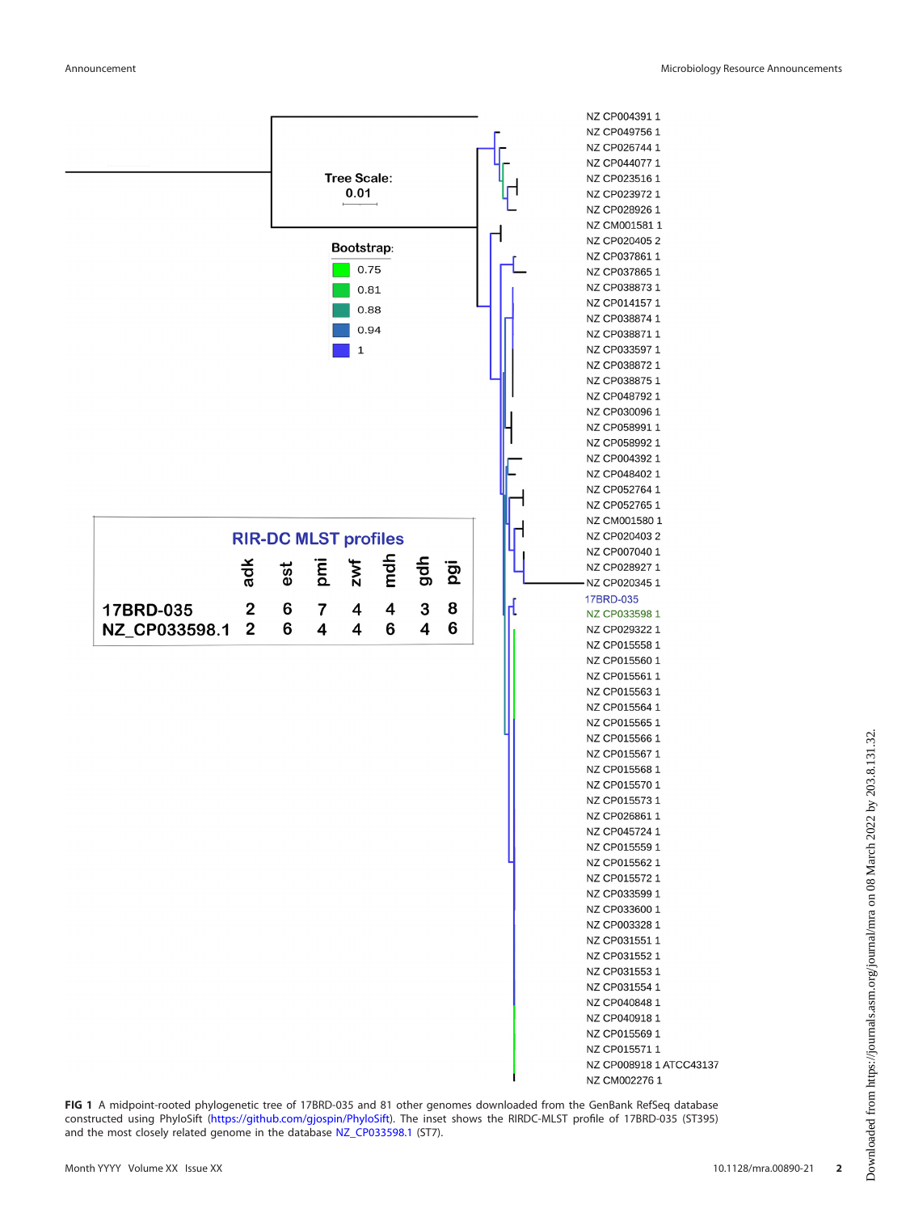Tree Scale: 0.01

Bootstrap:
0.75
0.81
0.88
0.94
1

NZ CP004391 1
NZ CP049756 1
NZ CP026744 1
NZ CP044077 1
NZ CP023516 1
NZ CP023972 1
NZ CP028926 1
NZ CM001581 1
NZ CP020405 2
NZ CP037861 1
NZ CP037865 1
NZ CP038873 1
NZ CP014157 1
NZ CP038874 1
NZ CP038871 1
NZ CP033597 1
NZ CP038872 1
NZ CP038875 1
NZ CP048792 1
NZ CP030096 1
NZ CP058991 1
NZ CP058992 1
NZ CP004392 1
NZ CP048402 1
NZ CP052764 1
NZ CP052765 1
NZ CM001580 1
NZ CP020403 2
NZ CP007040 1
NZ CP028927 1
NZ CP020345 1
17BRD-035
NZ CP033598 1
NZ CP029322 1
NZ CP015558 1
NZ CP015560 1
NZ CP015561 1
NZ CP015563 1
NZ CP015564 1
NZ CP015565 1
NZ CP015566 1
NZ CP015567 1
NZ CP015568 1
NZ CP015570 1
NZ CP015573 1
NZ CP026861 1
NZ CP045724 1
NZ CP015559 1
NZ CP015562 1
NZ CP015572 1
NZ CP033599 1
NZ CP033600 1
NZ CP003328 1
NZ CP031551 1
NZ CP031552 1
NZ CP031553 1
NZ CP031554 1
NZ CP040848 1
NZ CP040918 1
NZ CP015569 1
NZ CP015571 1
NZ CP008918 1 ATCC43137
NZ CM002276 1

RIR-DC MLST profiles

| | adk | est | pmi | zwf | mdh | gdh | pgi |
|---|---|---|---|---|---|---|---|
| 17BRD-035 | 2 | 6 | 7 | 4 | 4 | 3 | 8 |
| NZ_CP033598.1 | 2 | 6 | 4 | 4 | 6 | 4 | 6 |

**FIG 1** A midpoint-rooted phylogenetic tree of 17BRD-035 and 81 other genomes downloaded from the GenBank RefSeq database constructed using PhyloSift (https://github.com/gjospin/PhyloSift). The inset shows the RIRDC-MLST profile of 17BRD-035 (ST395) and the most closely related genome in the database NZ_CP033598.1 (ST7).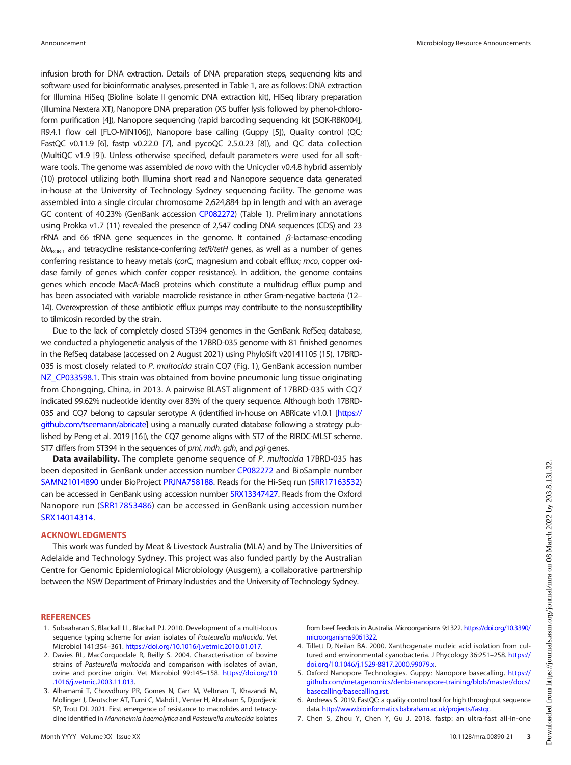infusion broth for DNA extraction. Details of DNA preparation steps, sequencing kits and software used for bioinformatic analyses, presented in Table 1, are as follows: DNA extraction for Illumina HiSeq (Bioline isolate II genomic DNA extraction kit), HiSeq library preparation (Illumina Nextera XT), Nanopore DNA preparation (XS buffer lysis followed by phenol-chloroform purification [4]), Nanopore sequencing (rapid barcoding sequencing kit [SQK-RBK004], R9.4.1 flow cell [FLO-MIN106]), Nanopore base calling (Guppy [5]), Quality control (QC; FastQC v0.11.9 [6], fastp v0.22.0 [7], and pycoQC 2.5.0.23 [8]), and QC data collection (MultiQC v1.9 [9]). Unless otherwise specified, default parameters were used for all software tools. The genome was assembled *de novo* with the Unicycler v0.4.8 hybrid assembly (10) protocol utilizing both Illumina short read and Nanopore sequence data generated in-house at the University of Technology Sydney sequencing facility. The genome was assembled into a single circular chromosome 2,624,884 bp in length and with an average GC content of 40.23% (GenBank accession CP082272) (Table 1). Preliminary annotations using Prokka v1.7 (11) revealed the presence of 2,547 coding DNA sequences (CDS) and 23 rRNA and 66 tRNA gene sequences in the genome. It contained $\beta$-lactamase-encoding *bla*$_{\text{ROB-1}}$ and tetracycline resistance-conferring *tetR*/*tetH* genes, as well as a number of genes conferring resistance to heavy metals (*corC*, magnesium and cobalt efflux; *mco*, copper oxidase family of genes which confer copper resistance). In addition, the genome contains genes which encode MacA-MacB proteins which constitute a multidrug efflux pump and has been associated with variable macrolide resistance in other Gram-negative bacteria (12–14). Overexpression of these antibiotic efflux pumps may contribute to the nonsusceptibility to tilmicosin recorded by the strain.

Due to the lack of completely closed ST394 genomes in the GenBank RefSeq database, we conducted a phylogenetic analysis of the 17BRD-035 genome with 81 finished genomes in the RefSeq database (accessed on 2 August 2021) using PhyloSift v20141105 (15). 17BRD-035 is most closely related to *P. multocida* strain CQ7 (Fig. 1), GenBank accession number NZ_CP033598.1. This strain was obtained from bovine pneumonic lung tissue originating from Chongqing, China, in 2013. A pairwise BLAST alignment of 17BRD-035 with CQ7 indicated 99.62% nucleotide identity over 83% of the query sequence. Although both 17BRD-035 and CQ7 belong to capsular serotype A (identified in-house on ABRicate v1.0.1 [https://github.com/tseemann/abricate] using a manually curated database following a strategy published by Peng et al. 2019 [16]), the CQ7 genome aligns with ST7 of the RIRDC-MLST scheme. ST7 differs from ST394 in the sequences of *pmi*, *mdh*, *gdh*, and *pgi* genes.

**Data availability.** The complete genome sequence of *P. multocida* 17BRD-035 has been deposited in GenBank under accession number CP082272 and BioSample number SAMN21014890 under BioProject PRJNA758188. Reads for the Hi-Seq run (SRR17163532) can be accessed in GenBank using accession number SRX13347427. Reads from the Oxford Nanopore run (SRR17853486) can be accessed in GenBank using accession number SRX14014314.

## ACKNOWLEDGMENTS

This work was funded by Meat & Livestock Australia (MLA) and by The Universities of Adelaide and Technology Sydney. This project was also funded partly by the Australian Centre for Genomic Epidemiological Microbiology (Ausgem), a collaborative partnership between the NSW Department of Primary Industries and the University of Technology Sydney.

## REFERENCES

1. Subaaharan S, Blackall LL, Blackall PJ. 2010. Development of a multi-locus sequence typing scheme for avian isolates of *Pasteurella multocida*. Vet Microbiol 141:354–361. https://doi.org/10.1016/j.vetmic.2010.01.017.
2. Davies RL, MacCorquodale R, Reilly S. 2004. Characterisation of bovine strains of *Pasteurella multocida* and comparison with isolates of avian, ovine and porcine origin. Vet Microbiol 99:145–158. https://doi.org/10.1016/j.vetmic.2003.11.013.
3. Alhamami T, Chowdhury PR, Gomes N, Carr M, Veltman T, Khazandi M, Mollinger J, Deutscher AT, Turni C, Mahdi L, Venter H, Abraham S, Djordjevic SP, Trott DJ. 2021. First emergence of resistance to macrolides and tetracycline identified in *Mannheimia haemolytica* and *Pasteurella multocida* isolates from beef feedlots in Australia. Microorganisms 9:1322. https://doi.org/10.3390/microorganisms9061322.
4. Tillett D, Neilan BA. 2000. Xanthogenate nucleic acid isolation from cultured and environmental cyanobacteria. J Phycology 36:251–258. https://doi.org/10.1046/j.1529-8817.2000.99079.x.
5. Oxford Nanopore Technologies. Guppy: Nanopore basecalling. https://github.com/metagenomics/denbi-nanopore-training/blob/master/docs/basecalling/basecalling.rst.
6. Andrews S. 2019. FastQC: a quality control tool for high throughput sequence data. http://www.bioinformatics.babraham.ac.uk/projects/fastqc.
7. Chen S, Zhou Y, Chen Y, Gu J. 2018. fastp: an ultra-fast all-in-one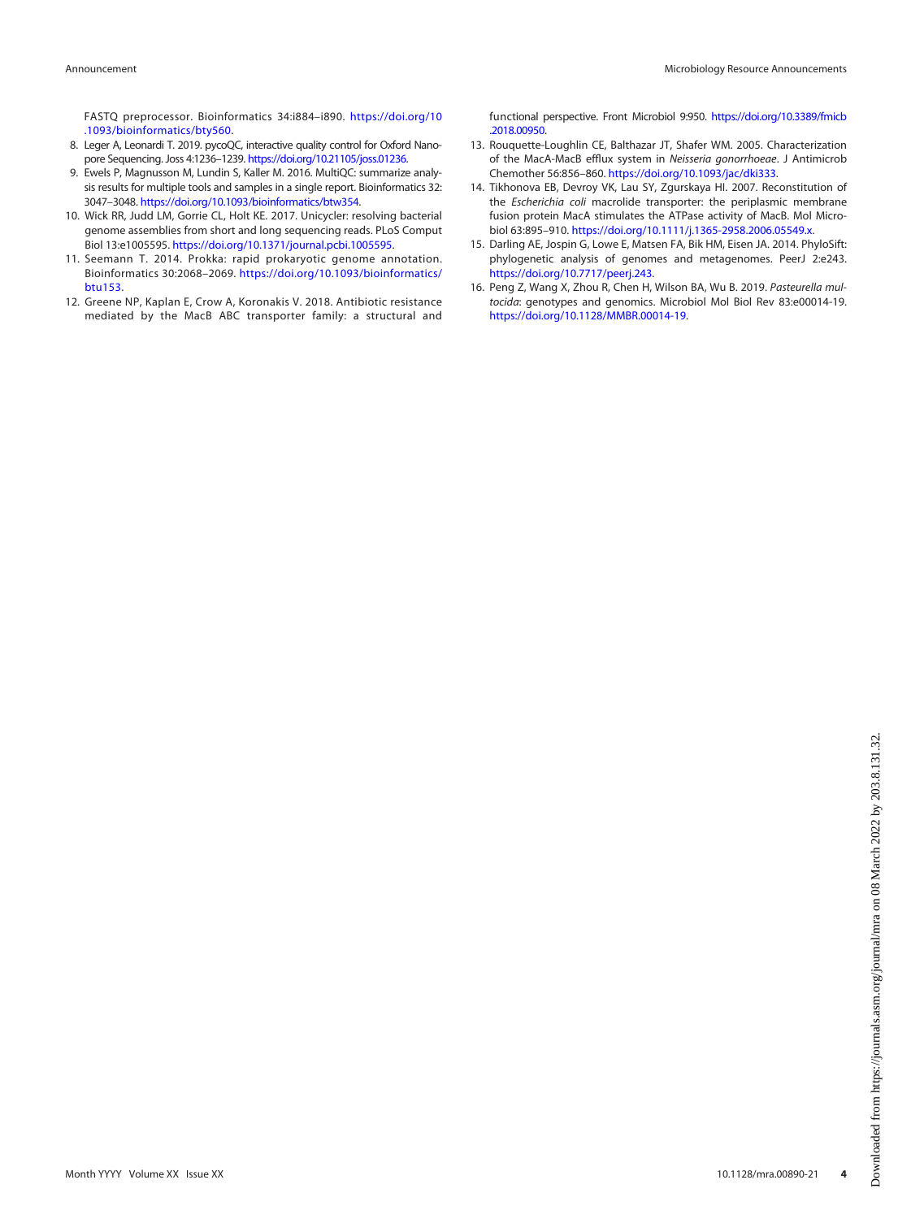FASTQ preprocessor. Bioinformatics 34:i884–i890. https://doi.org/10.1093/bioinformatics/bty560.

8. Leger A, Leonardi T. 2019. pycoQC, interactive quality control for Oxford Nanopore Sequencing. Joss 4:1236–1239. https://doi.org/10.21105/joss.01236.
9. Ewels P, Magnusson M, Lundin S, Kaller M. 2016. MultiQC: summarize analysis results for multiple tools and samples in a single report. Bioinformatics 32:3047–3048. https://doi.org/10.1093/bioinformatics/btw354.
10. Wick RR, Judd LM, Gorrie CL, Holt KE. 2017. Unicycler: resolving bacterial genome assemblies from short and long sequencing reads. PLoS Comput Biol 13:e1005595. https://doi.org/10.1371/journal.pcbi.1005595.
11. Seemann T. 2014. Prokka: rapid prokaryotic genome annotation. Bioinformatics 30:2068–2069. https://doi.org/10.1093/bioinformatics/btu153.
12. Greene NP, Kaplan E, Crow A, Koronakis V. 2018. Antibiotic resistance mediated by the MacB ABC transporter family: a structural and functional perspective. Front Microbiol 9:950. https://doi.org/10.3389/fmicb.2018.00950.
13. Rouquette-Loughlin CE, Balthazar JT, Shafer WM. 2005. Characterization of the MacA-MacB efflux system in *Neisseria gonorrhoeae*. J Antimicrob Chemother 56:856–860. https://doi.org/10.1093/jac/dki333.
14. Tikhonova EB, Devroy VK, Lau SY, Zgurskaya HI. 2007. Reconstitution of the *Escherichia coli* macrolide transporter: the periplasmic membrane fusion protein MacA stimulates the ATPase activity of MacB. Mol Microbiol 63:895–910. https://doi.org/10.1111/j.1365-2958.2006.05549.x.
15. Darling AE, Jospin G, Lowe E, Matsen FA, Bik HM, Eisen JA. 2014. PhyloSift: phylogenetic analysis of genomes and metagenomes. PeerJ 2:e243. https://doi.org/10.7717/peerj.243.
16. Peng Z, Wang X, Zhou R, Chen H, Wilson BA, Wu B. 2019. *Pasteurella multocida*: genotypes and genomics. Microbiol Mol Biol Rev 83:e00014-19. https://doi.org/10.1128/MMBR.00014-19.